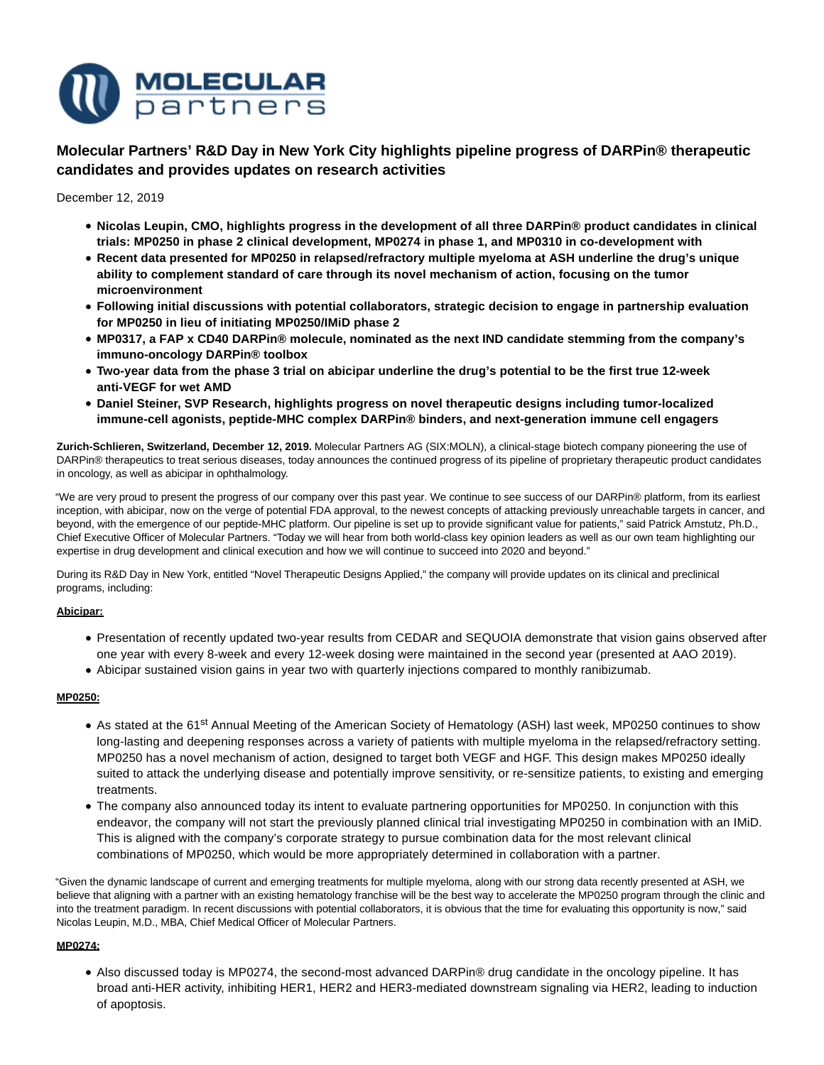# Molecular Partners' R&D Day in New York City highlights pipeline progress of DARPin® therapeutic candidates and provides updates on research activities

December 12, 2019

- **Nicolas Leupin, CMO, highlights progress in the development of all three DARPin® product candidates in clinical trials: MP0250 in phase 2 clinical development, MP0274 in phase 1, and MP0310 in co-development with**
- **Recent data presented for MP0250 in relapsed/refractory multiple myeloma at ASH underline the drug's unique ability to complement standard of care through its novel mechanism of action, focusing on the tumor microenvironment**
- **Following initial discussions with potential collaborators, strategic decision to engage in partnership evaluation for MP0250 in lieu of initiating MP0250/IMiD phase 2**
- **MP0317, a FAP x CD40 DARPin® molecule, nominated as the next IND candidate stemming from the company's immuno-oncology DARPin® toolbox**
- **Two-year data from the phase 3 trial on abicipar underline the drug's potential to be the first true 12-week anti-VEGF for wet AMD**
- **Daniel Steiner, SVP Research, highlights progress on novel therapeutic designs including tumor-localized immune-cell agonists, peptide-MHC complex DARPin® binders, and next-generation immune cell engagers**

**Zurich-Schlieren, Switzerland, December 12, 2019.** Molecular Partners AG (SIX:MOLN), a clinical-stage biotech company pioneering the use of DARPin® therapeutics to treat serious diseases, today announces the continued progress of its pipeline of proprietary therapeutic product candidates in oncology, as well as abicipar in ophthalmology.

"We are very proud to present the progress of our company over this past year. We continue to see success of our DARPin® platform, from its earliest inception, with abicipar, now on the verge of potential FDA approval, to the newest concepts of attacking previously unreachable targets in cancer, and beyond, with the emergence of our peptide-MHC platform. Our pipeline is set up to provide significant value for patients," said Patrick Amstutz, Ph.D., Chief Executive Officer of Molecular Partners. "Today we will hear from both world-class key opinion leaders as well as our own team highlighting our expertise in drug development and clinical execution and how we will continue to succeed into 2020 and beyond."

During its R&D Day in New York, entitled "Novel Therapeutic Designs Applied," the company will provide updates on its clinical and preclinical programs, including:

**Abicipar:**

- Presentation of recently updated two-year results from CEDAR and SEQUOIA demonstrate that vision gains observed after one year with every 8-week and every 12-week dosing were maintained in the second year (presented at AAO 2019).
- Abicipar sustained vision gains in year two with quarterly injections compared to monthly ranibizumab.

**MP0250:**

- As stated at the 61st Annual Meeting of the American Society of Hematology (ASH) last week, MP0250 continues to show long-lasting and deepening responses across a variety of patients with multiple myeloma in the relapsed/refractory setting. MP0250 has a novel mechanism of action, designed to target both VEGF and HGF. This design makes MP0250 ideally suited to attack the underlying disease and potentially improve sensitivity, or re-sensitize patients, to existing and emerging treatments.
- The company also announced today its intent to evaluate partnering opportunities for MP0250. In conjunction with this endeavor, the company will not start the previously planned clinical trial investigating MP0250 in combination with an IMiD. This is aligned with the company's corporate strategy to pursue combination data for the most relevant clinical combinations of MP0250, which would be more appropriately determined in collaboration with a partner.

"Given the dynamic landscape of current and emerging treatments for multiple myeloma, along with our strong data recently presented at ASH, we believe that aligning with a partner with an existing hematology franchise will be the best way to accelerate the MP0250 program through the clinic and into the treatment paradigm. In recent discussions with potential collaborators, it is obvious that the time for evaluating this opportunity is now," said Nicolas Leupin, M.D., MBA, Chief Medical Officer of Molecular Partners.

**MP0274:**

- Also discussed today is MP0274, the second-most advanced DARPin® drug candidate in the oncology pipeline. It has broad anti-HER activity, inhibiting HER1, HER2 and HER3-mediated downstream signaling via HER2, leading to induction of apoptosis.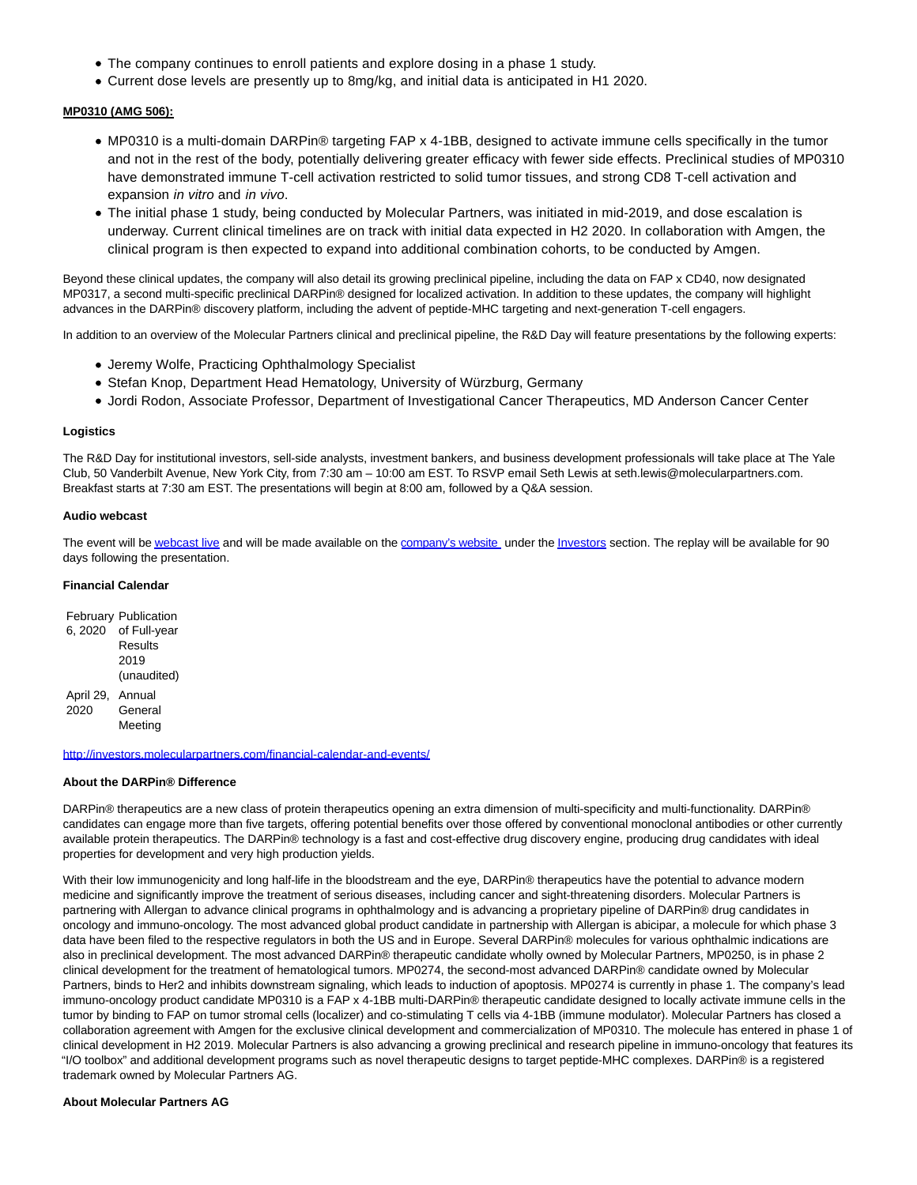- The company continues to enroll patients and explore dosing in a phase 1 study.
- Current dose levels are presently up to 8mg/kg, and initial data is anticipated in H1 2020.

**MP0310 (AMG 506):**

- MP0310 is a multi-domain DARPin® targeting FAP x 4-1BB, designed to activate immune cells specifically in the tumor and not in the rest of the body, potentially delivering greater efficacy with fewer side effects. Preclinical studies of MP0310 have demonstrated immune T-cell activation restricted to solid tumor tissues, and strong CD8 T-cell activation and expansion *in vitro* and *in vivo*.
- The initial phase 1 study, being conducted by Molecular Partners, was initiated in mid-2019, and dose escalation is underway. Current clinical timelines are on track with initial data expected in H2 2020. In collaboration with Amgen, the clinical program is then expected to expand into additional combination cohorts, to be conducted by Amgen.

Beyond these clinical updates, the company will also detail its growing preclinical pipeline, including the data on FAP x CD40, now designated MP0317, a second multi-specific preclinical DARPin® designed for localized activation. In addition to these updates, the company will highlight advances in the DARPin® discovery platform, including the advent of peptide-MHC targeting and next-generation T-cell engagers.

In addition to an overview of the Molecular Partners clinical and preclinical pipeline, the R&D Day will feature presentations by the following experts:

- Jeremy Wolfe, Practicing Ophthalmology Specialist
- Stefan Knop, Department Head Hematology, University of Würzburg, Germany
- Jordi Rodon, Associate Professor, Department of Investigational Cancer Therapeutics, MD Anderson Cancer Center

**Logistics**

The R&D Day for institutional investors, sell-side analysts, investment bankers, and business development professionals will take place at The Yale Club, 50 Vanderbilt Avenue, New York City, from 7:30 am – 10:00 am EST. To RSVP email Seth Lewis at seth.lewis@molecularpartners.com. Breakfast starts at 7:30 am EST. The presentations will begin at 8:00 am, followed by a Q&A session.

**Audio webcast**

The event will be webcast live and will be made available on the company's website under the Investors section. The replay will be available for 90 days following the presentation.

**Financial Calendar**

| | |
|---|---|
| February 6, 2020 | Publication of Full-year Results 2019 (unaudited) |
| April 29, 2020 | Annual General Meeting |

http://investors.molecularpartners.com/financial-calendar-and-events/

**About the DARPin® Difference**

DARPin® therapeutics are a new class of protein therapeutics opening an extra dimension of multi-specificity and multi-functionality. DARPin® candidates can engage more than five targets, offering potential benefits over those offered by conventional monoclonal antibodies or other currently available protein therapeutics. The DARPin® technology is a fast and cost-effective drug discovery engine, producing drug candidates with ideal properties for development and very high production yields.

With their low immunogenicity and long half-life in the bloodstream and the eye, DARPin® therapeutics have the potential to advance modern medicine and significantly improve the treatment of serious diseases, including cancer and sight-threatening disorders. Molecular Partners is partnering with Allergan to advance clinical programs in ophthalmology and is advancing a proprietary pipeline of DARPin® drug candidates in oncology and immuno-oncology. The most advanced global product candidate in partnership with Allergan is abicipar, a molecule for which phase 3 data have been filed to the respective regulators in both the US and in Europe. Several DARPin® molecules for various ophthalmic indications are also in preclinical development. The most advanced DARPin® therapeutic candidate wholly owned by Molecular Partners, MP0250, is in phase 2 clinical development for the treatment of hematological tumors. MP0274, the second-most advanced DARPin® candidate owned by Molecular Partners, binds to Her2 and inhibits downstream signaling, which leads to induction of apoptosis. MP0274 is currently in phase 1. The company's lead immuno-oncology product candidate MP0310 is a FAP x 4-1BB multi-DARPin® therapeutic candidate designed to locally activate immune cells in the tumor by binding to FAP on tumor stromal cells (localizer) and co-stimulating T cells via 4-1BB (immune modulator). Molecular Partners has closed a collaboration agreement with Amgen for the exclusive clinical development and commercialization of MP0310. The molecule has entered in phase 1 of clinical development in H2 2019. Molecular Partners is also advancing a growing preclinical and research pipeline in immuno-oncology that features its "I/O toolbox" and additional development programs such as novel therapeutic designs to target peptide-MHC complexes. DARPin® is a registered trademark owned by Molecular Partners AG.

**About Molecular Partners AG**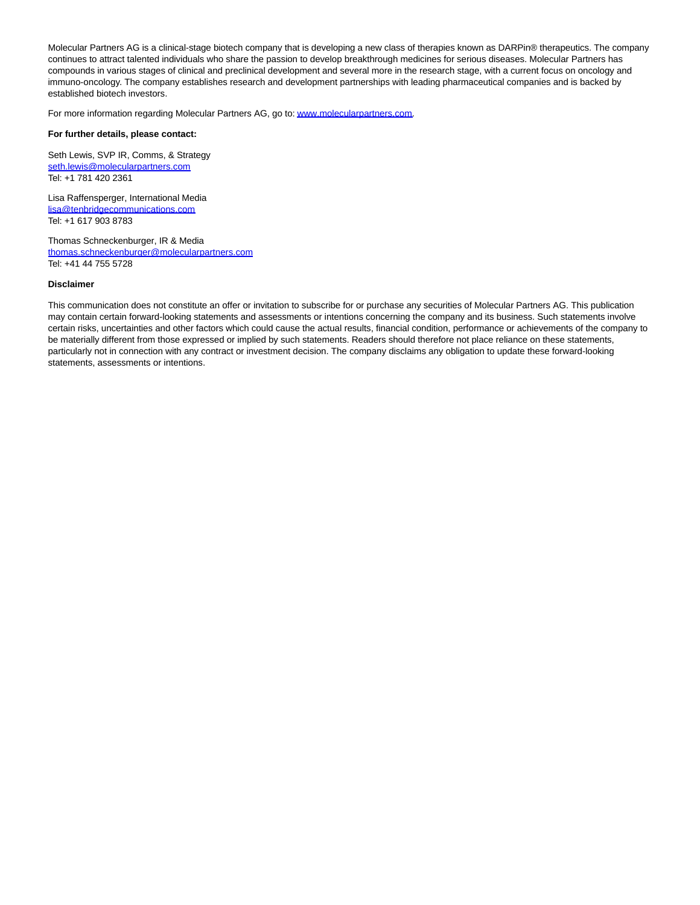Molecular Partners AG is a clinical-stage biotech company that is developing a new class of therapies known as DARPin® therapeutics. The company continues to attract talented individuals who share the passion to develop breakthrough medicines for serious diseases. Molecular Partners has compounds in various stages of clinical and preclinical development and several more in the research stage, with a current focus on oncology and immuno-oncology. The company establishes research and development partnerships with leading pharmaceutical companies and is backed by established biotech investors.

For more information regarding Molecular Partners AG, go to: www.molecularpartners.com.

**For further details, please contact:**

Seth Lewis, SVP IR, Comms, & Strategy
seth.lewis@molecularpartners.com
Tel: +1 781 420 2361

Lisa Raffensperger, International Media
lisa@tenbridgecommunications.com
Tel: +1 617 903 8783

Thomas Schneckenburger, IR & Media
thomas.schneckenburger@molecularpartners.com
Tel: +41 44 755 5728

**Disclaimer**

This communication does not constitute an offer or invitation to subscribe for or purchase any securities of Molecular Partners AG. This publication may contain certain forward-looking statements and assessments or intentions concerning the company and its business. Such statements involve certain risks, uncertainties and other factors which could cause the actual results, financial condition, performance or achievements of the company to be materially different from those expressed or implied by such statements. Readers should therefore not place reliance on these statements, particularly not in connection with any contract or investment decision. The company disclaims any obligation to update these forward-looking statements, assessments or intentions.